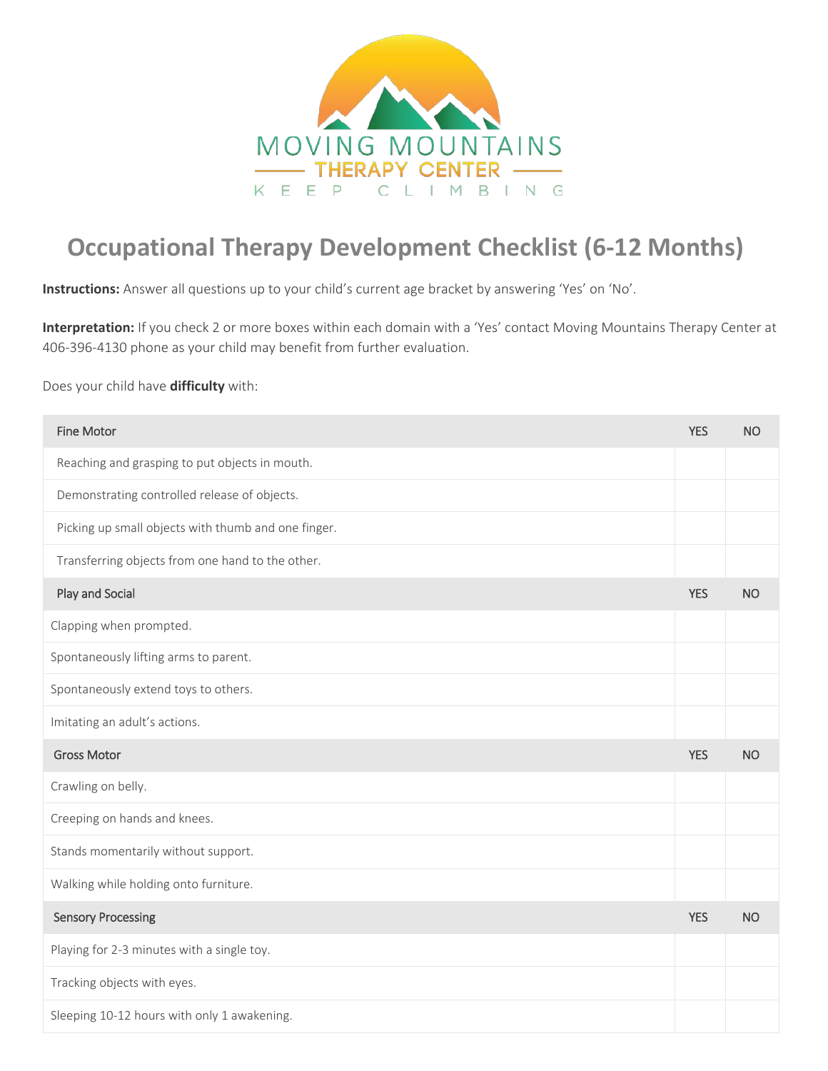MOVING MOUNTAINS

THERAPY CENTER

KEEP CLIMBING

# Occupational Therapy Development Checklist (6-12 Months)

**Instructions:** Answer all questions up to your child's current age bracket by answering 'Yes' on 'No'.

**Interpretation:** If you check 2 or more boxes within each domain with a 'Yes' contact Moving Mountains Therapy Center at 406-396-4130 phone as your child may benefit from further evaluation.

Does your child have **difficulty** with:

| Fine Motor | YES | NO |
|---|---|---|
| Reaching and grasping to put objects in mouth. | | |
| Demonstrating controlled release of objects. | | |
| Picking up small objects with thumb and one finger. | | |
| Transferring objects from one hand to the other. | | |
| **Play and Social** | **YES** | **NO** |
| Clapping when prompted. | | |
| Spontaneously lifting arms to parent. | | |
| Spontaneously extend toys to others. | | |
| Imitating an adult's actions. | | |
| **Gross Motor** | **YES** | **NO** |
| Crawling on belly. | | |
| Creeping on hands and knees. | | |
| Stands momentarily without support. | | |
| Walking while holding onto furniture. | | |
| **Sensory Processing** | **YES** | **NO** |
| Playing for 2-3 minutes with a single toy. | | |
| Tracking objects with eyes. | | |
| Sleeping 10-12 hours with only 1 awakening. | | |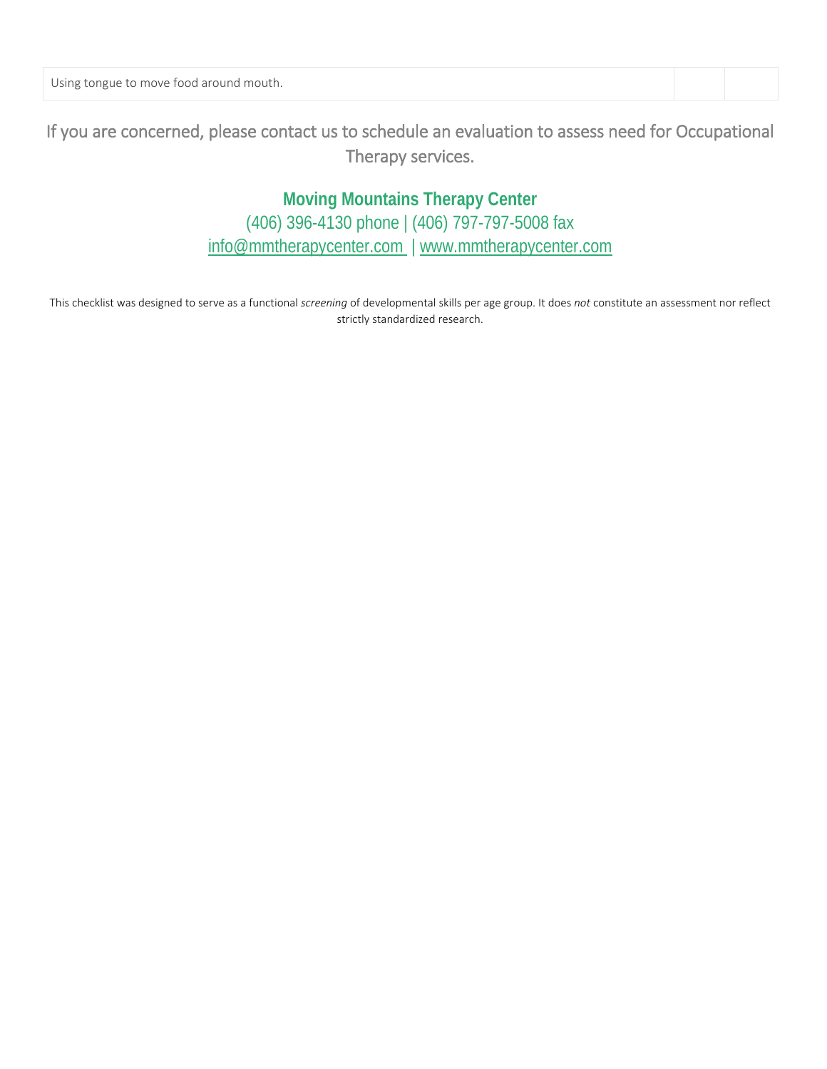| | | |
|---|---|---|
| Using tongue to move food around mouth. | | |

If you are concerned, please contact us to schedule an evaluation to assess need for Occupational Therapy services.

**Moving Mountains Therapy Center**

(406) 396-4130 phone | (406) 797-797-5008 fax

info@mmtherapycenter.com | www.mmtherapycenter.com

This checklist was designed to serve as a functional *screening* of developmental skills per age group. It does *not* constitute an assessment nor reflect strictly standardized research.